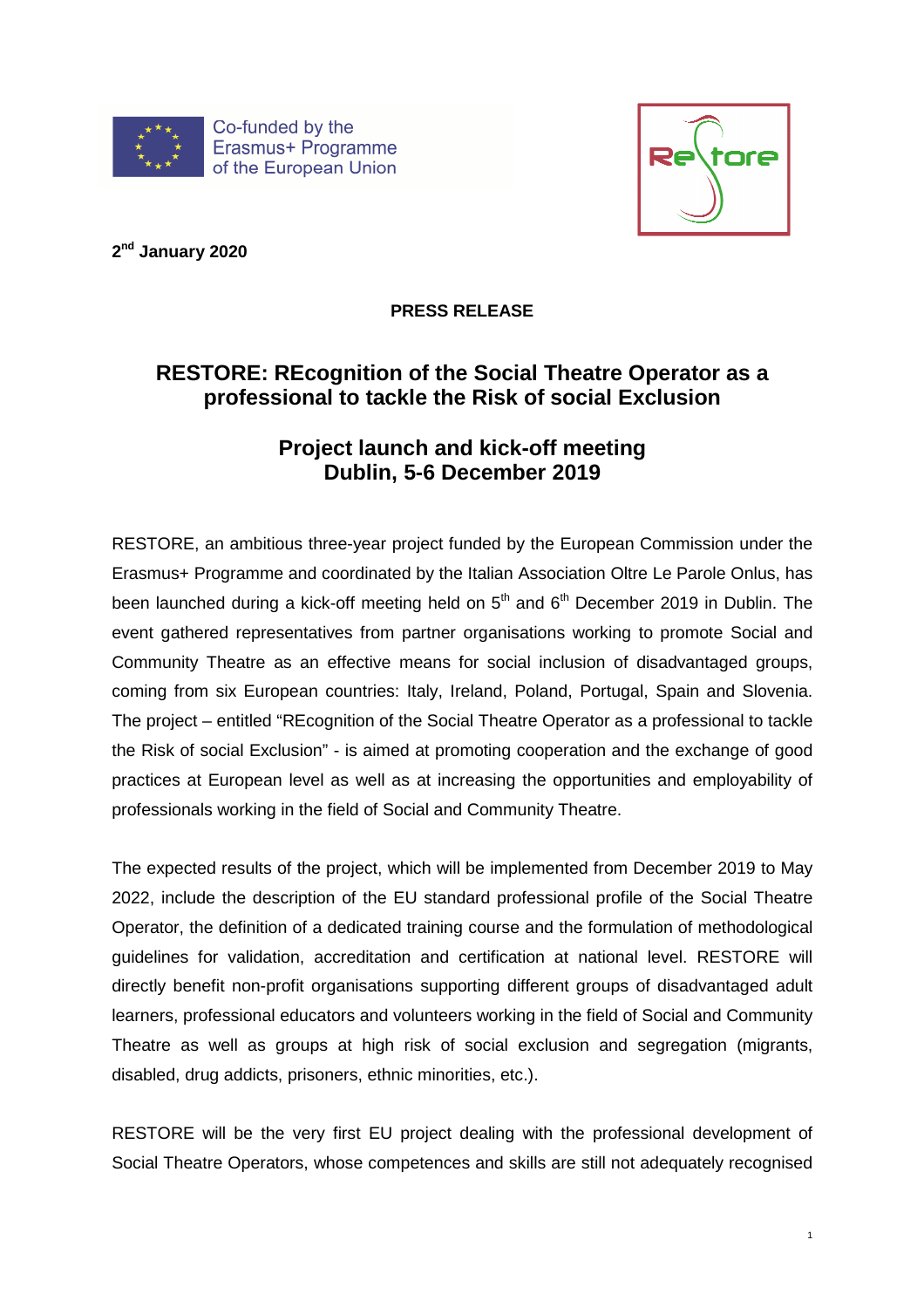Co-funded by the Erasmus+ Programme of the European Union

**2nd January 2020**

**PRESS RELEASE**

# RESTORE: REcognition of the Social Theatre Operator as a professional to tackle the Risk of social Exclusion

## Project launch and kick-off meeting
## Dublin, 5-6 December 2019

RESTORE, an ambitious three-year project funded by the European Commission under the Erasmus+ Programme and coordinated by the Italian Association Oltre Le Parole Onlus, has been launched during a kick-off meeting held on 5th and 6th December 2019 in Dublin. The event gathered representatives from partner organisations working to promote Social and Community Theatre as an effective means for social inclusion of disadvantaged groups, coming from six European countries: Italy, Ireland, Poland, Portugal, Spain and Slovenia. The project – entitled "REcognition of the Social Theatre Operator as a professional to tackle the Risk of social Exclusion" - is aimed at promoting cooperation and the exchange of good practices at European level as well as at increasing the opportunities and employability of professionals working in the field of Social and Community Theatre.

The expected results of the project, which will be implemented from December 2019 to May 2022, include the description of the EU standard professional profile of the Social Theatre Operator, the definition of a dedicated training course and the formulation of methodological guidelines for validation, accreditation and certification at national level. RESTORE will directly benefit non-profit organisations supporting different groups of disadvantaged adult learners, professional educators and volunteers working in the field of Social and Community Theatre as well as groups at high risk of social exclusion and segregation (migrants, disabled, drug addicts, prisoners, ethnic minorities, etc.).

RESTORE will be the very first EU project dealing with the professional development of Social Theatre Operators, whose competences and skills are still not adequately recognised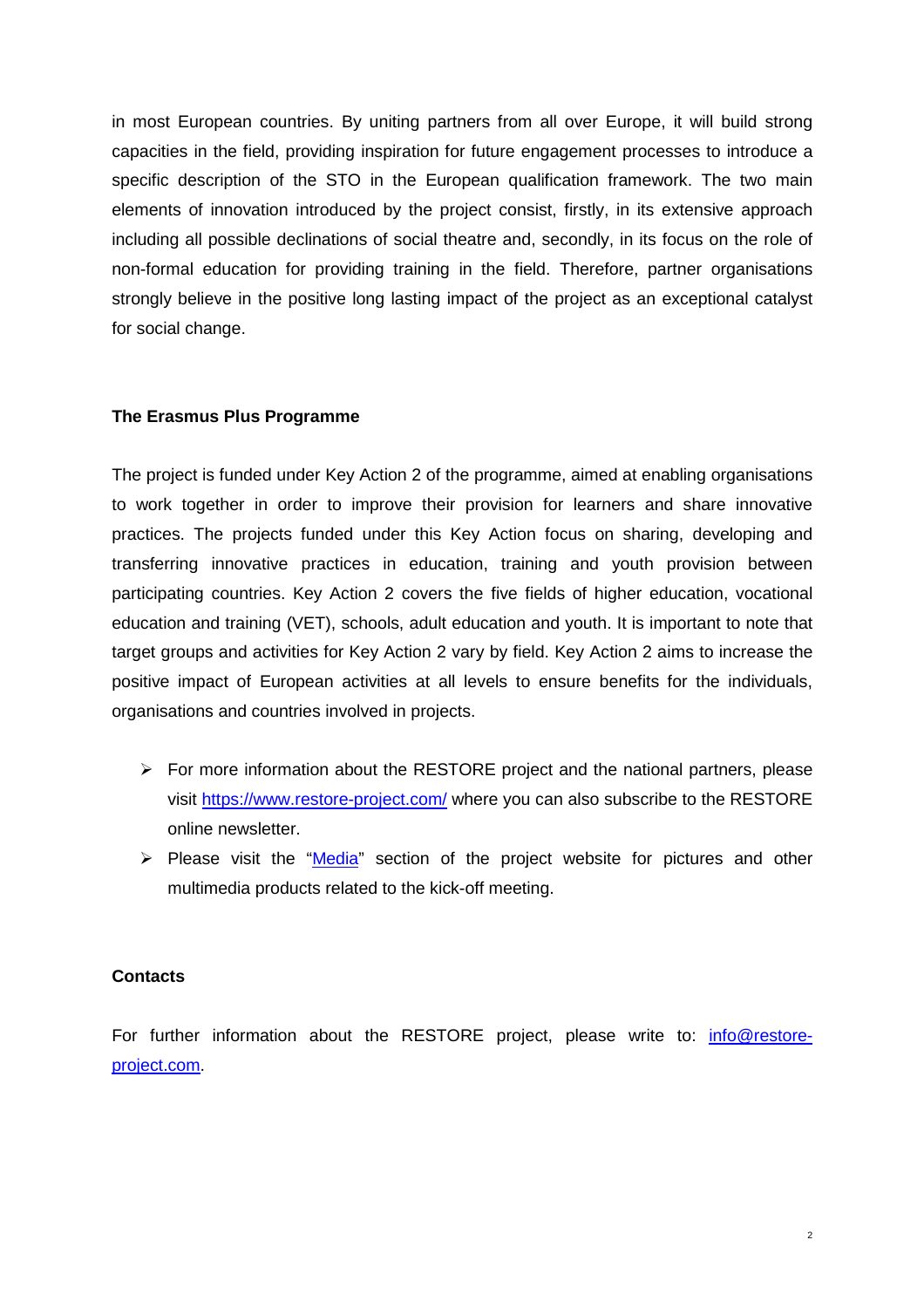in most European countries. By uniting partners from all over Europe, it will build strong capacities in the field, providing inspiration for future engagement processes to introduce a specific description of the STO in the European qualification framework. The two main elements of innovation introduced by the project consist, firstly, in its extensive approach including all possible declinations of social theatre and, secondly, in its focus on the role of non-formal education for providing training in the field. Therefore, partner organisations strongly believe in the positive long lasting impact of the project as an exceptional catalyst for social change.

**The Erasmus Plus Programme**

The project is funded under Key Action 2 of the programme, aimed at enabling organisations to work together in order to improve their provision for learners and share innovative practices. The projects funded under this Key Action focus on sharing, developing and transferring innovative practices in education, training and youth provision between participating countries. Key Action 2 covers the five fields of higher education, vocational education and training (VET), schools, adult education and youth. It is important to note that target groups and activities for Key Action 2 vary by field. Key Action 2 aims to increase the positive impact of European activities at all levels to ensure benefits for the individuals, organisations and countries involved in projects.

- For more information about the RESTORE project and the national partners, please visit [https://www.restore-project.com/](https://www.restore-project.com/) where you can also subscribe to the RESTORE online newsletter.
- Please visit the "Media" section of the project website for pictures and other multimedia products related to the kick-off meeting.

**Contacts**

For further information about the RESTORE project, please write to: [info@restore-project.com](mailto:info@restore-project.com).